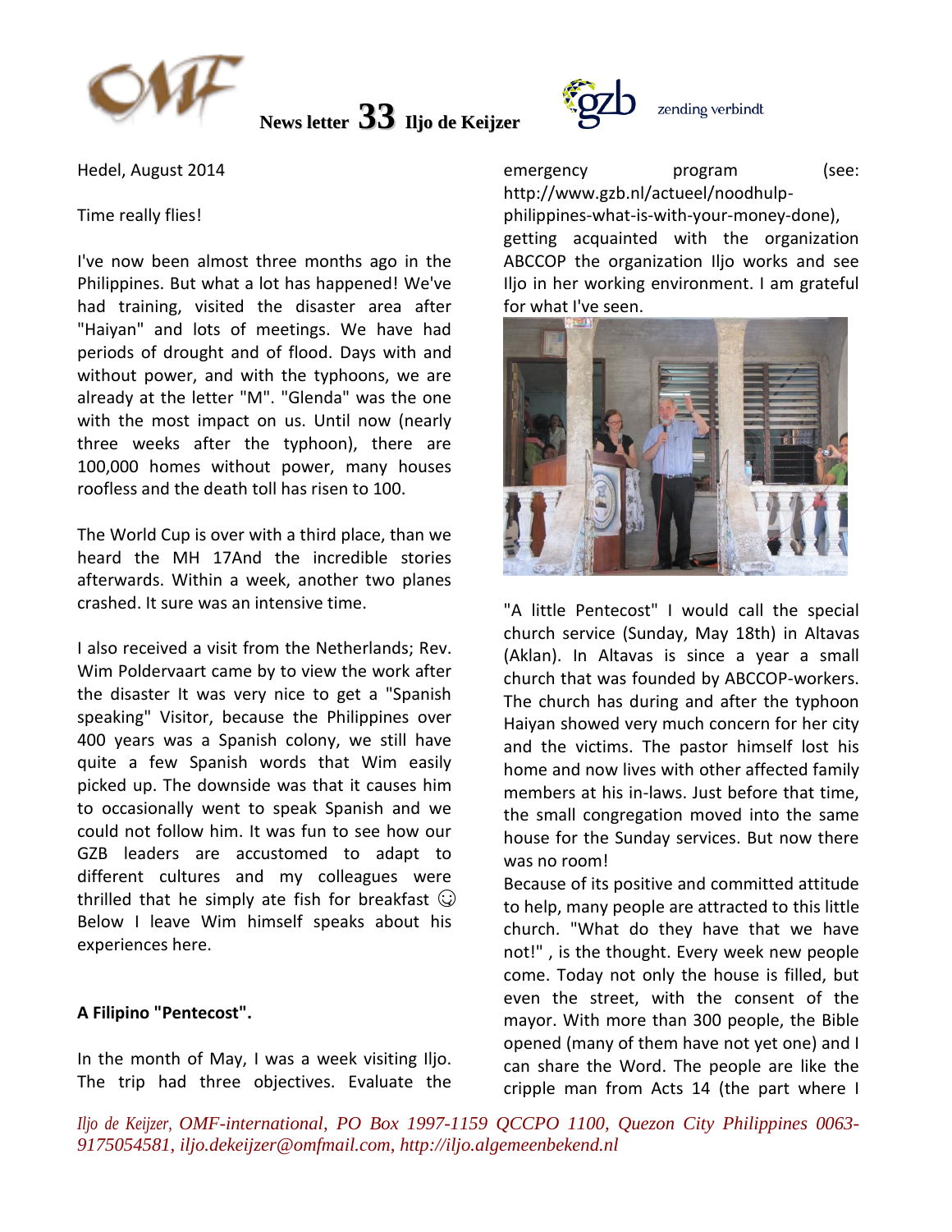# News letter 33 Iljo de Keijzer

zending verbindt

Hedel, August 2014

Time really flies!

I've now been almost three months ago in the Philippines. But what a lot has happened! We've had training, visited the disaster area after "Haiyan" and lots of meetings. We have had periods of drought and of flood. Days with and without power, and with the typhoons, we are already at the letter "M". "Glenda" was the one with the most impact on us. Until now (nearly three weeks after the typhoon), there are 100,000 homes without power, many houses roofless and the death toll has risen to 100.

The World Cup is over with a third place, than we heard the MH 17And the incredible stories afterwards. Within a week, another two planes crashed. It sure was an intensive time.

I also received a visit from the Netherlands; Rev. Wim Poldervaart came by to view the work after the disaster It was very nice to get a "Spanish speaking" Visitor, because the Philippines over 400 years was a Spanish colony, we still have quite a few Spanish words that Wim easily picked up. The downside was that it causes him to occasionally went to speak Spanish and we could not follow him. It was fun to see how our GZB leaders are accustomed to adapt to different cultures and my colleagues were thrilled that he simply ate fish for breakfast ☺ Below I leave Wim himself speaks about his experiences here.

**A Filipino "Pentecost".**

In the month of May, I was a week visiting Iljo. The trip had three objectives. Evaluate the emergency program (see: http://www.gzb.nl/actueel/noodhulp-philippines-what-is-with-your-money-done), getting acquainted with the organization ABCCOP the organization Iljo works and see Iljo in her working environment. I am grateful for what I've seen.

"A little Pentecost" I would call the special church service (Sunday, May 18th) in Altavas (Aklan). In Altavas is since a year a small church that was founded by ABCCOP-workers. The church has during and after the typhoon Haiyan showed very much concern for her city and the victims. The pastor himself lost his home and now lives with other affected family members at his in-laws. Just before that time, the small congregation moved into the same house for the Sunday services. But now there was no room!

Because of its positive and committed attitude to help, many people are attracted to this little church. "What do they have that we have not!" , is the thought. Every week new people come. Today not only the house is filled, but even the street, with the consent of the mayor. With more than 300 people, the Bible opened (many of them have not yet one) and I can share the Word. The people are like the cripple man from Acts 14 (the part where I

*Iljo de Keijzer, OMF-international, PO Box 1997-1159 QCCPO 1100, Quezon City Philippines 0063-9175054581, iljo.dekeijzer@omfmail.com, http://iljo.algemeenbekend.nl*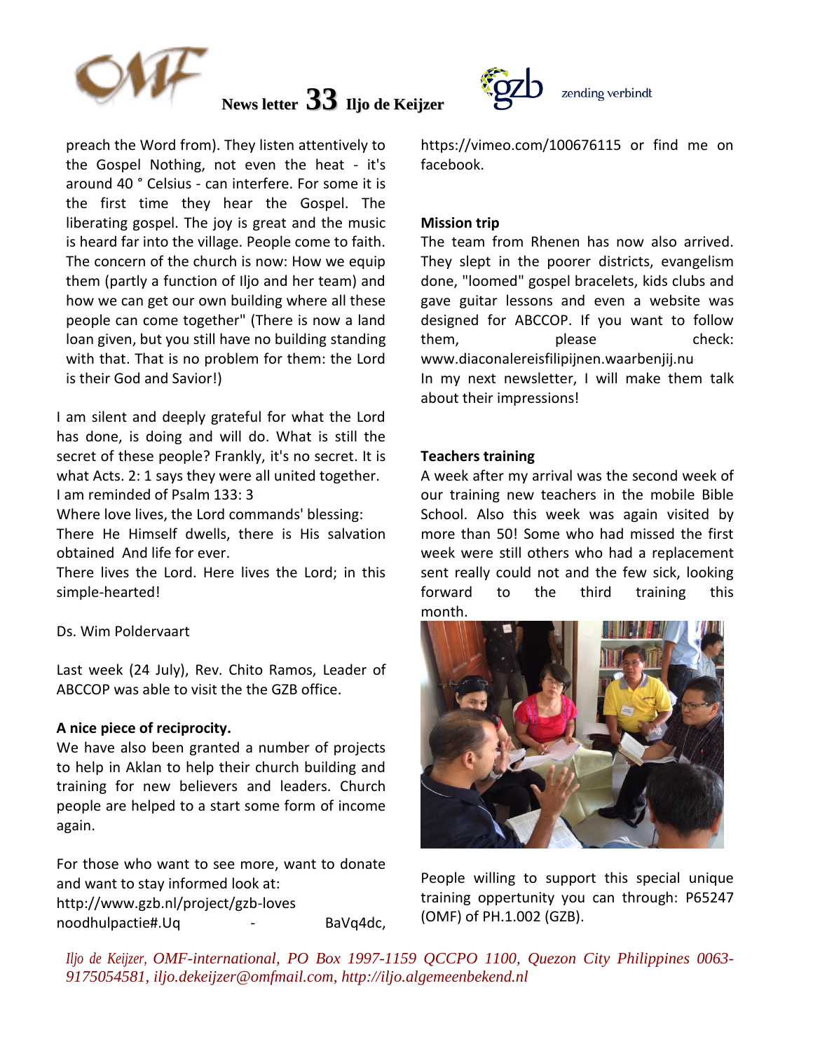preach the Word from). They listen attentively to the Gospel Nothing, not even the heat - it's around 40 ° Celsius - can interfere. For some it is the first time they hear the Gospel. The liberating gospel. The joy is great and the music is heard far into the village. People come to faith. The concern of the church is now: How we equip them (partly a function of Iljo and her team) and how we can get our own building where all these people can come together" (There is now a land loan given, but you still have no building standing with that. That is no problem for them: the Lord is their God and Savior!)

I am silent and deeply grateful for what the Lord has done, is doing and will do. What is still the secret of these people? Frankly, it's no secret. It is what Acts. 2: 1 says they were all united together.
I am reminded of Psalm 133: 3
Where love lives, the Lord commands' blessing:
There He Himself dwells, there is His salvation obtained And life for ever.
There lives the Lord. Here lives the Lord; in this simple-hearted!

Ds. Wim Poldervaart

Last week (24 July), Rev. Chito Ramos, Leader of ABCCOP was able to visit the the GZB office.

**A nice piece of reciprocity.**
We have also been granted a number of projects to help in Aklan to help their church building and training for new believers and leaders. Church people are helped to a start some form of income again.

For those who want to see more, want to donate and want to stay informed look at:
http://www.gzb.nl/project/gzb-loves noodhulpactie#.Uq - BaVq4dc, https://vimeo.com/100676115 or find me on facebook.

**Mission trip**
The team from Rhenen has now also arrived. They slept in the poorer districts, evangelism done, "loomed" gospel bracelets, kids clubs and gave guitar lessons and even a website was designed for ABCCOP. If you want to follow them, please check: www.diaconalereisfilipijnen.waarbenjij.nu
In my next newsletter, I will make them talk about their impressions!

**Teachers training**
A week after my arrival was the second week of our training new teachers in the mobile Bible School. Also this week was again visited by more than 50! Some who had missed the first week were still others who had a replacement sent really could not and the few sick, looking forward to the third training this month.

People willing to support this special unique training oppertunity you can through: P65247 (OMF) of PH.1.002 (GZB).

*Iljo de Keijzer, OMF-international, PO Box 1997-1159 QCCPO 1100, Quezon City Philippines 0063-9175054581, iljo.dekeijzer@omfmail.com, http://iljo.algemeenbekend.nl*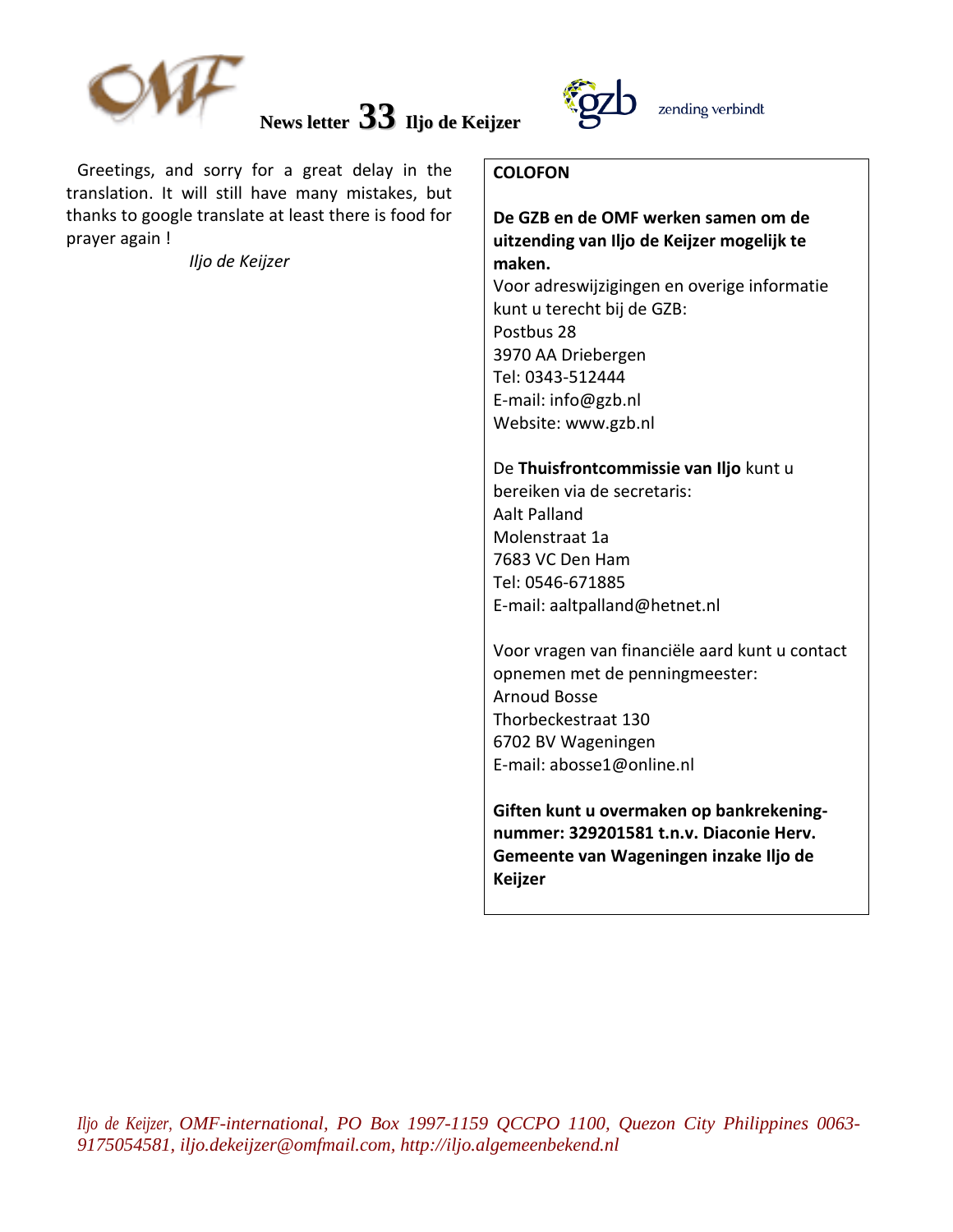**News letter 33 Iljo de Keijzer**

zending verbindt

Greetings, and sorry for a great delay in the translation. It will still have many mistakes, but thanks to google translate at least there is food for prayer again !

*Iljo de Keijzer*

**COLOFON**

**De GZB en de OMF werken samen om de uitzending van Iljo de Keijzer mogelijk te maken.**

Voor adreswijzigingen en overige informatie kunt u terecht bij de GZB:
Postbus 28
3970 AA Driebergen
Tel: 0343-512444
E-mail: info@gzb.nl
Website: www.gzb.nl

De **Thuisfrontcommissie van Iljo** kunt u bereiken via de secretaris:
Aalt Palland
Molenstraat 1a
7683 VC Den Ham
Tel: 0546-671885
E-mail: aaltpalland@hetnet.nl

Voor vragen van financiële aard kunt u contact opnemen met de penningmeester:
Arnoud Bosse
Thorbeckestraat 130
6702 BV Wageningen
E-mail: abosse1@online.nl

**Giften kunt u overmaken op bankrekening-nummer: 329201581 t.n.v. Diaconie Herv. Gemeente van Wageningen inzake Iljo de Keijzer**

*Iljo de Keijzer, OMF-international, PO Box 1997-1159 QCCPO 1100, Quezon City Philippines 0063-9175054581, iljo.dekeijzer@omfmail.com, http://iljo.algemeenbekend.nl*